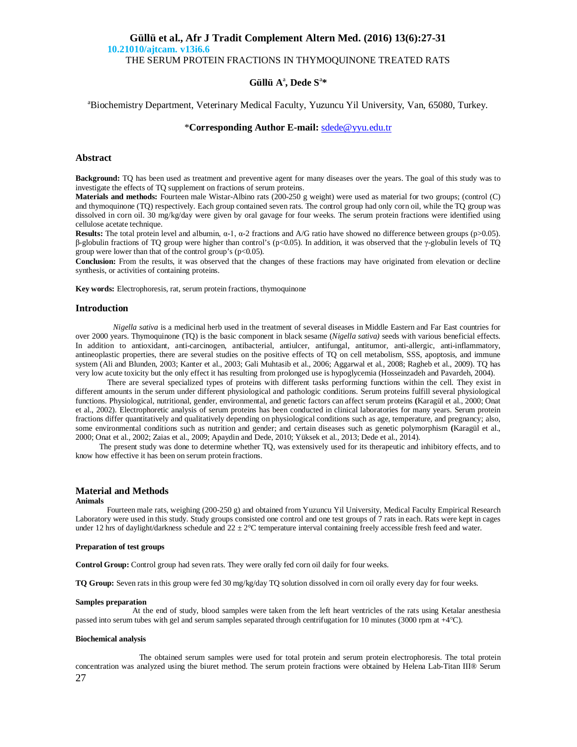10.21010/ajtcam. v13i6.6

# THE SERUM PROTEIN FRACTIONS IN THYMOQUINONE TREATED RATS

**Güllü A[a], Dede S[a]***

[a]Biochemistry Department, Veterinary Medical Faculty, Yuzuncu Yil University, Van, 65080, Turkey.

*__Corresponding Author E-mail:__ sdede@yyu.edu.tr

## Abstract

**Background:** TQ has been used as treatment and preventive agent for many diseases over the years. The goal of this study was to investigate the effects of TQ supplement on fractions of serum proteins.

**Materials and methods:** Fourteen male Wistar-Albino rats (200-250 g weight) were used as material for two groups; (control (C) and thymoquinone (TQ) respectively. Each group contained seven rats. The control group had only corn oil, while the TQ group was dissolved in corn oil. 30 mg/kg/day were given by oral gavage for four weeks. The serum protein fractions were identified using cellulose acetate technique.

**Results:** The total protein level and albumin, α-1, α-2 fractions and A/G ratio have showed no difference between groups ($p>0.05$). β-globulin fractions of TQ group were higher than control's ($p<0.05$). In addition, it was observed that the γ-globulin levels of TQ group were lower than that of the control group's ($p<0.05$).

**Conclusion:** From the results, it was observed that the changes of these fractions may have originated from elevation or decline synthesis, or activities of containing proteins.

**Key words:** Electrophoresis, rat, serum protein fractions, thymoquinone

## Introduction

*Nigella sativa* is a medicinal herb used in the treatment of several diseases in Middle Eastern and Far East countries for over 2000 years. Thymoquinone (TQ) is the basic component in black sesame (*Nigella sativa)* seeds with various beneficial effects. In addition to antioxidant, anti-carcinogen, antibacterial, antiulcer, antifungal, antitumor, anti-allergic, anti-inflammatory, antineoplastic properties, there are several studies on the positive effects of TQ on cell metabolism, SSS, apoptosis, and immune system (Ali and Blunden, 2003; Kanter et al., 2003; Gali Muhtasib et al., 2006; Aggarwal et al., 2008; Ragheb et al., 2009). TQ has very low acute toxicity but the only effect it has resulting from prolonged use is hypoglycemia (Hosseinzadeh and Pavardeh, 2004).

There are several specialized types of proteins with different tasks performing functions within the cell. They exist in different amounts in the serum under different physiological and pathologic conditions. Serum proteins fulfill several physiological functions. Physiological, nutritional, gender, environmental, and genetic factors can affect serum proteins **(**Karagül et al., 2000; Onat et al., 2002). Electrophoretic analysis of serum proteins has been conducted in clinical laboratories for many years. Serum protein fractions differ quantitatively and qualitatively depending on physiological conditions such as age, temperature, and pregnancy; also, some environmental conditions such as nutrition and gender; and certain diseases such as genetic polymorphism **(**Karagül et al., 2000; Onat et al., 2002; Zaias et al., 2009; Apaydin and Dede, 2010; Yüksek et al., 2013; Dede et al., 2014).

The present study was done to determine whether TQ, was extensively used for its therapeutic and inhibitory effects, and to know how effective it has been on serum protein fractions.

## Material and Methods

### Animals

Fourteen male rats, weighing (200-250 g) and obtained from Yuzuncu Yil University, Medical Faculty Empirical Research Laboratory were used in this study. Study groups consisted one control and one test groups of 7 rats in each. Rats were kept in cages under 12 hrs of daylight/darkness schedule and 22 ± 2°C temperature interval containing freely accessible fresh feed and water.

#### Preparation of test groups

**Control Group:** Control group had seven rats. They were orally fed corn oil daily for four weeks.

**TQ Group:** Seven rats in this group were fed 30 mg/kg/day TQ solution dissolved in corn oil orally every day for four weeks.

#### Samples preparation

At the end of study, blood samples were taken from the left heart ventricles of the rats using Ketalar anesthesia passed into serum tubes with gel and serum samples separated through centrifugation for 10 minutes (3000 rpm at +4°C).

#### Biochemical analysis

The obtained serum samples were used for total protein and serum protein electrophoresis. The total protein concentration was analyzed using the biuret method. The serum protein fractions were obtained by Helena Lab-Titan III® Serum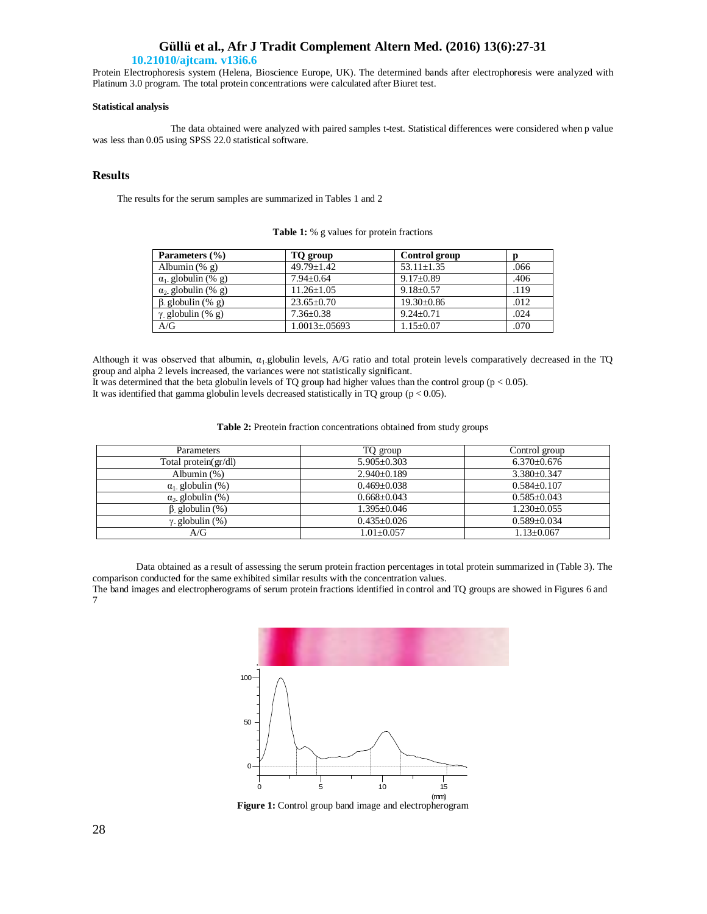Protein Electrophoresis system (Helena, Bioscience Europe, UK). The determined bands after electrophoresis were analyzed with Platinum 3.0 program. The total protein concentrations were calculated after Biuret test.

**Statistical analysis**

The data obtained were analyzed with paired samples t-test. Statistical differences were considered when p value was less than 0.05 using SPSS 22.0 statistical software.

## Results

The results for the serum samples are summarized in Tables 1 and 2

**Table 1:** % g values for protein fractions

| **Parameters (%)** | **TQ group** | **Control group** | **p** |
|---|---|---|---|
| Albumin (% g) | 49.79±1.42 | 53.11±1.35 | .066 |
| $\alpha_{1-}$ globulin (% g) | 7.94±0.64 | 9.17±0.89 | .406 |
| $\alpha_{2-}$ globulin (% g) | 11.26±1.05 | 9.18±0.57 | .119 |
| β- globulin (% g) | 23.65±0.70 | 19.30±0.86 | .012 |
| γ- globulin (% g) | 7.36±0.38 | 9.24±0.71 | .024 |
| A/G | 1.0013±.05693 | 1.15±0.07 | .070 |

Although it was observed that albumin, $\alpha_{1-}$globulin levels, A/G ratio and total protein levels comparatively decreased in the TQ group and alpha 2 levels increased, the variances were not statistically significant.
It was determined that the beta globulin levels of TQ group had higher values than the control group ($p < 0.05$).
It was identified that gamma globulin levels decreased statistically in TQ group ($p < 0.05$).

**Table 2:** Preotein fraction concentrations obtained from study groups

| Parameters | TQ group | Control group |
|---|---|---|
| Total protein(gr/dl) | 5.905±0.303 | 6.370±0.676 |
| Albumin (%) | 2.940±0.189 | 3.380±0.347 |
| $\alpha_{1-}$ globulin (%) | 0.469±0.038 | 0.584±0.107 |
| $\alpha_{2-}$ globulin (%) | 0.668±0.043 | 0.585±0.043 |
| β- globulin (%) | 1.395±0.046 | 1.230±0.055 |
| γ- globulin (%) | 0.435±0.026 | 0.589±0.034 |
| A/G | 1.01±0.057 | 1.13±0.067 |

Data obtained as a result of assessing the serum protein fraction percentages in total protein summarized in (Table 3). The comparison conducted for the same exhibited similar results with the concentration values.
The band images and electropherograms of serum protein fractions identified in control and TQ groups are showed in Figures 6 and 7

**Figure 1:** Control group band image and electropherogram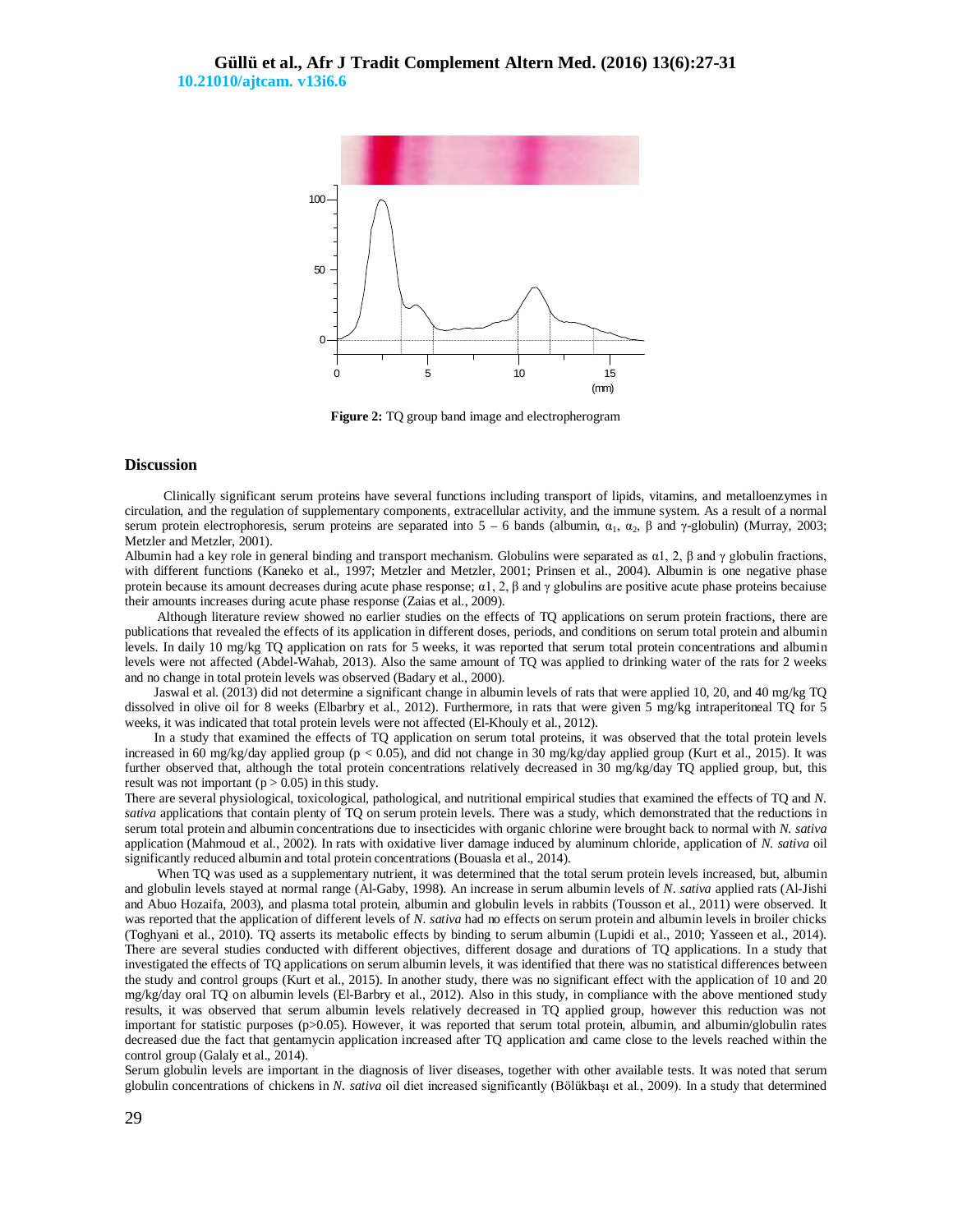**Figure 2:** TQ group band image and electropherogram

## Discussion

Clinically significant serum proteins have several functions including transport of lipids, vitamins, and metalloenzymes in circulation, and the regulation of supplementary components, extracellular activity, and the immune system. As a result of a normal serum protein electrophoresis, serum proteins are separated into 5 – 6 bands (albumin, $\alpha_1$, $\alpha_2$, β and γ-globulin) (Murray, 2003; Metzler and Metzler, 2001).

Albumin had a key role in general binding and transport mechanism. Globulins were separated as α1, 2, β and γ globulin fractions, with different functions (Kaneko et al., 1997; Metzler and Metzler, 2001; Prinsen et al., 2004). Albumin is one negative phase protein because its amount decreases during acute phase response; α1, 2, β and γ globulins are positive acute phase proteins becaiuse their amounts increases during acute phase response (Zaias et al., 2009).

Although literature review showed no earlier studies on the effects of TQ applications on serum protein fractions, there are publications that revealed the effects of its application in different doses, periods, and conditions on serum total protein and albumin levels. In daily 10 mg/kg TQ application on rats for 5 weeks, it was reported that serum total protein concentrations and albumin levels were not affected (Abdel-Wahab, 2013). Also the same amount of TQ was applied to drinking water of the rats for 2 weeks and no change in total protein levels was observed (Badary et al., 2000).

Jaswal et al. (2013) did not determine a significant change in albumin levels of rats that were applied 10, 20, and 40 mg/kg TQ dissolved in olive oil for 8 weeks (Elbarbry et al., 2012). Furthermore, in rats that were given 5 mg/kg intraperitoneal TQ for 5 weeks, it was indicated that total protein levels were not affected (El-Khouly et al., 2012).

In a study that examined the effects of TQ application on serum total proteins, it was observed that the total protein levels increased in 60 mg/kg/day applied group ($p < 0.05$), and did not change in 30 mg/kg/day applied group (Kurt et al., 2015). It was further observed that, although the total protein concentrations relatively decreased in 30 mg/kg/day TQ applied group, but, this result was not important ($p > 0.05$) in this study.

There are several physiological, toxicological, pathological, and nutritional empirical studies that examined the effects of TQ and *N. sativa* applications that contain plenty of TQ on serum protein levels. There was a study, which demonstrated that the reductions in serum total protein and albumin concentrations due to insecticides with organic chlorine were brought back to normal with *N. sativa* application (Mahmoud et al., 2002). In rats with oxidative liver damage induced by aluminum chloride, application of *N. sativa* oil significantly reduced albumin and total protein concentrations (Bouasla et al., 2014).

When TQ was used as a supplementary nutrient, it was determined that the total serum protein levels increased, but, albumin and globulin levels stayed at normal range (Al-Gaby, 1998). An increase in serum albumin levels of *N. sativa* applied rats (Al-Jishi and Abuo Hozaifa, 2003), and plasma total protein, albumin and globulin levels in rabbits (Tousson et al., 2011) were observed. It was reported that the application of different levels of *N. sativa* had no effects on serum protein and albumin levels in broiler chicks (Toghyani et al., 2010). TQ asserts its metabolic effects by binding to serum albumin (Lupidi et al., 2010; Yasseen et al., 2014). There are several studies conducted with different objectives, different dosage and durations of TQ applications. In a study that investigated the effects of TQ applications on serum albumin levels, it was identified that there was no statistical differences between the study and control groups (Kurt et al., 2015). In another study, there was no significant effect with the application of 10 and 20 mg/kg/day oral TQ on albumin levels (El-Barbry et al., 2012). Also in this study, in compliance with the above mentioned study results, it was observed that serum albumin levels relatively decreased in TQ applied group, however this reduction was not important for statistic purposes ($p>0.05$). However, it was reported that serum total protein, albumin, and albumin/globulin rates decreased due the fact that gentamycin application increased after TQ application and came close to the levels reached within the control group (Galaly et al., 2014).

Serum globulin levels are important in the diagnosis of liver diseases, together with other available tests. It was noted that serum globulin concentrations of chickens in *N. sativa* oil diet increased significantly (Bölükbaşı et al., 2009). In a study that determined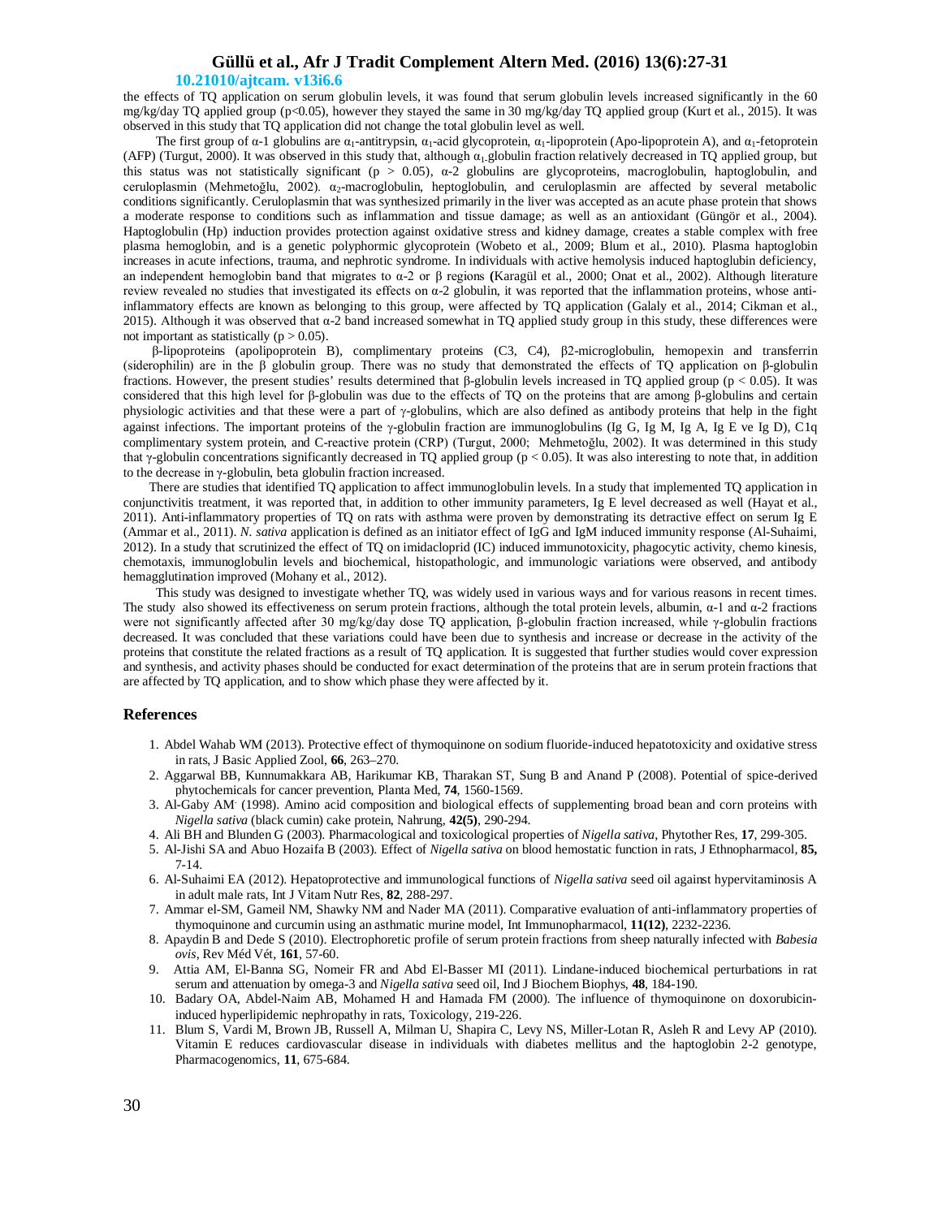the effects of TQ application on serum globulin levels, it was found that serum globulin levels increased significantly in the 60 mg/kg/day TQ applied group ($p<0.05$), however they stayed the same in 30 mg/kg/day TQ applied group (Kurt et al., 2015). It was observed in this study that TQ application did not change the total globulin level as well.

The first group of α-1 globulins are $\alpha_1$-antitrypsin, $\alpha_1$-acid glycoprotein, $\alpha_1$-lipoprotein (Apo-lipoprotein A), and $\alpha_1$-fetoprotein (AFP) (Turgut, 2000). It was observed in this study that, although $\alpha_1$-globulin fraction relatively decreased in TQ applied group, but this status was not statistically significant ($p > 0.05$), α-2 globulins are glycoproteins, macroglobulin, haptoglobulin, and ceruloplasmin (Mehmetoğlu, 2002). $\alpha_2$-macroglobulin, heptoglobulin, and ceruloplasmin are affected by several metabolic conditions significantly. Ceruloplasmin that was synthesized primarily in the liver was accepted as an acute phase protein that shows a moderate response to conditions such as inflammation and tissue damage; as well as an antioxidant (Güngör et al., 2004). Haptoglobulin (Hp) induction provides protection against oxidative stress and kidney damage, creates a stable complex with free plasma hemoglobin, and is a genetic polyphormic glycoprotein (Wobeto et al., 2009; Blum et al., 2010). Plasma haptoglobin increases in acute infections, trauma, and nephrotic syndrome. In individuals with active hemolysis induced haptoglubin deficiency, an independent hemoglobin band that migrates to α-2 or β regions **(**Karagül et al., 2000; Onat et al., 2002). Although literature review revealed no studies that investigated its effects on α-2 globulin, it was reported that the inflammation proteins, whose anti-inflammatory effects are known as belonging to this group, were affected by TQ application (Galaly et al., 2014; Cikman et al., 2015). Although it was observed that α-2 band increased somewhat in TQ applied study group in this study, these differences were not important as statistically ($p > 0.05$).

β-lipoproteins (apolipoprotein B), complimentary proteins (C3, C4), β2-microglobulin, hemopexin and transferrin (siderophilin) are in the β globulin group. There was no study that demonstrated the effects of TQ application on β-globulin fractions. However, the present studies' results determined that β-globulin levels increased in TQ applied group ($p < 0.05$). It was considered that this high level for β-globulin was due to the effects of TQ on the proteins that are among β-globulins and certain physiologic activities and that these were a part of γ-globulins, which are also defined as antibody proteins that help in the fight against infections. The important proteins of the γ-globulin fraction are immunoglobulins (Ig G, Ig M, Ig A, Ig E ve Ig D), C1q complimentary system protein, and C-reactive protein (CRP) (Turgut, 2000; Mehmetoğlu, 2002). It was determined in this study that γ-globulin concentrations significantly decreased in TQ applied group ($p < 0.05$). It was also interesting to note that, in addition to the decrease in γ-globulin, beta globulin fraction increased.

There are studies that identified TQ application to affect immunoglobulin levels. In a study that implemented TQ application in conjunctivitis treatment, it was reported that, in addition to other immunity parameters, Ig E level decreased as well (Hayat et al., 2011). Anti-inflammatory properties of TQ on rats with asthma were proven by demonstrating its detractive effect on serum Ig E (Ammar et al., 2011). *N. sativa* application is defined as an initiator effect of IgG and IgM induced immunity response (Al-Suhaimi, 2012). In a study that scrutinized the effect of TQ on imidacloprid (IC) induced immunotoxicity, phagocytic activity, chemo kinesis, chemotaxis, immunoglobulin levels and biochemical, histopathologic, and immunologic variations were observed, and antibody hemagglutination improved (Mohany et al., 2012).

This study was designed to investigate whether TQ, was widely used in various ways and for various reasons in recent times. The study also showed its effectiveness on serum protein fractions, although the total protein levels, albumin, α-1 and α-2 fractions were not significantly affected after 30 mg/kg/day dose TQ application, β-globulin fraction increased, while γ-globulin fractions decreased. It was concluded that these variations could have been due to synthesis and increase or decrease in the activity of the proteins that constitute the related fractions as a result of TQ application. It is suggested that further studies would cover expression and synthesis, and activity phases should be conducted for exact determination of the proteins that are in serum protein fractions that are affected by TQ application, and to show which phase they were affected by it.

## References

1. Abdel Wahab WM (2013). Protective effect of thymoquinone on sodium fluoride-induced hepatotoxicity and oxidative stress in rats, J Basic Applied Zool, **66**, 263–270.
2. Aggarwal BB, Kunnumakkara AB, Harikumar KB, Tharakan ST, Sung B and Anand P (2008). Potential of spice-derived phytochemicals for cancer prevention, Planta Med, **74**, 1560-1569.
3. Al-Gaby AM (1998). Amino acid composition and biological effects of supplementing broad bean and corn proteins with *Nigella sativa* (black cumin) cake protein, Nahrung, **42(5)**, 290-294.
4. Ali BH and Blunden G (2003). Pharmacological and toxicological properties of *Nigella sativa*, Phytother Res, **17**, 299-305.
5. Al-Jishi SA and Abuo Hozaifa B (2003). Effect of *Nigella sativa* on blood hemostatic function in rats, J Ethnopharmacol, **85,** 7-14.
6. Al-Suhaimi EA (2012). Hepatoprotective and immunological functions of *Nigella sativa* seed oil against hypervitaminosis A in adult male rats, Int J Vitam Nutr Res, **82**, 288-297.
7. Ammar el-SM, Gameil NM, Shawky NM and Nader MA (2011). Comparative evaluation of anti-inflammatory properties of thymoquinone and curcumin using an asthmatic murine model, Int Immunopharmacol, **11(12)**, 2232-2236.
8. Apaydin B and Dede S (2010). Electrophoretic profile of serum protein fractions from sheep naturally infected with *Babesia ovis*, Rev Méd Vét, **161**, 57-60.
9. Attia AM, El-Banna SG, Nomeir FR and Abd El-Basser MI (2011). Lindane-induced biochemical perturbations in rat serum and attenuation by omega-3 and *Nigella sativa* seed oil, Ind J Biochem Biophys, **48**, 184-190.
10. Badary OA, Abdel-Naim AB, Mohamed H and Hamada FM (2000). The influence of thymoquinone on doxorubicin-induced hyperlipidemic nephropathy in rats, Toxicology, 219-226.
11. Blum S, Vardi M, Brown JB, Russell A, Milman U, Shapira C, Levy NS, Miller-Lotan R, Asleh R and Levy AP (2010). Vitamin E reduces cardiovascular disease in individuals with diabetes mellitus and the haptoglobin 2-2 genotype, Pharmacogenomics, **11**, 675-684.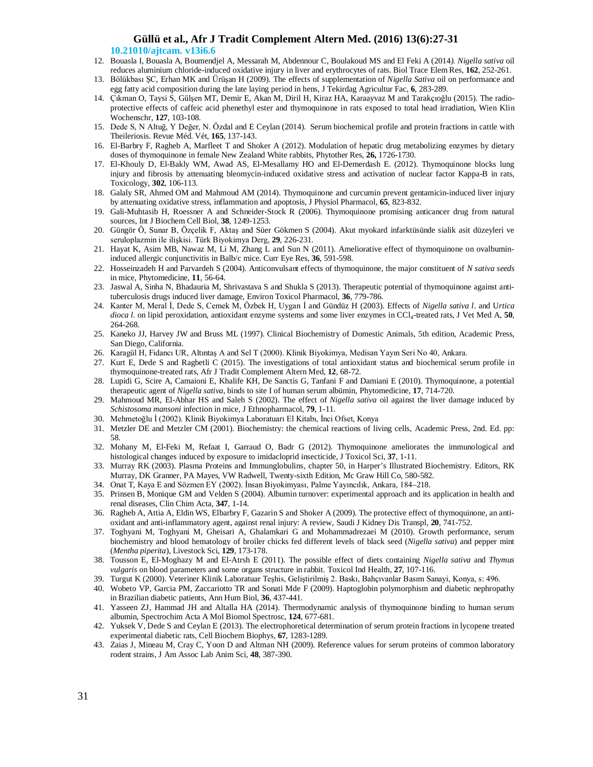12. Bouasla I, Bouasla A, Boumendjel A, Messarah M, Abdennour C, Boulakoud MS and El Feki A (2014). *Nigella sativa* oil reduces aluminium chloride-induced oxidative injury in liver and erythrocytes of rats. Biol Trace Elem Res, **162**, 252-261.
13. Bölükbası ŞC, Erhan MK and Ürüşan H (2009). The effects of supplementation of *Nigella Sativa* oil on performance and egg fatty acid composition during the late laying period in hens, J Tekirdag Agricultur Fac, **6**, 283-289.
14. Çıkman O, Taysi S, Gülşen MT, Demir E, Akan M, Diril H, Kiraz HA, Karaayvaz M and Tarakçıoğlu (2015). The radio-protective effects of caffeic acid phenethyl ester and thymoquinone in rats exposed to total head irradiation, Wien Klin Wochenschr, **127**, 103-108.
15. Dede S, N Altuğ, Y Değer, N. Özdal and E Ceylan (2014). Serum biochemical profile and protein fractions in cattle with Theileriosis. Revue Méd. Vét, **165**, 137-143.
16. El-Barbry F, Ragheb A, Marfleet T and Shoker A (2012). Modulation of hepatic drug metabolizing enzymes by dietary doses of thymoquinone in female New Zealand White rabbits, Phytother Res, **26,** 1726-1730.
17. El-Khouly D, El-Bakly WM, Awad AS, El-Mesallamy HO and El-Demerdash E. (2012). Thymoquinone blocks lung injury and fibrosis by attenuating bleomycin-induced oxidative stress and activation of nuclear factor Kappa-B in rats, Toxicology, **302**, 106-113.
18. Galaly SR, Ahmed OM and Mahmoud AM (2014). Thymoquinone and curcumin prevent gentamicin-induced liver injury by attenuating oxidative stress, inflammation and apoptosis, J Physiol Pharmacol, **65**, 823-832.
19. Gali-Muhtasib H, Roessner A and Schneider-Stock R (2006). Thymoquinone promising anticancer drug from natural sources, Int J Biochem Cell Biol, **38**, 1249-1253.
20. Güngör Ö, Sunar B, Özçelik F, Aktaş and Süer Gökmen S (2004). Akut myokard infarktüsünde sialik asit düzeyleri ve seruloplazmin ile ilişkisi. Türk Biyokimya Derg, **29**, 226-231.
21. Hayat K, Asim MB, Nawaz M, Li M, Zhang L and Sun N (2011). Ameliorative effect of thymoquinone on ovalbumin-induced allergic conjunctivitis in Balb/c mice. Curr Eye Res, **36**, 591-598.
22. Hosseinzadeh H and Parvardeh S (2004). Anticonvulsant effects of thymoquinone, the major constituent of *N sativa seeds* in mice, Phytomedicine, **11**, 56-64.
23. Jaswal A, Sinha N, Bhadauria M, Shrivastava S and Shukla S (2013). Therapeutic potential of thymoquinone against anti-tuberculosis drugs induced liver damage, Environ Toxicol Pharmacol, **36**, 779-786.
24. Kanter M, Meral İ, Dede S, Cemek M, Özbek H, Uygan İ and Gündüz H (2003). Effects of *Nigella sativa l*. and U*rtica dioca l*. on lipid peroxidation, antioxidant enzyme systems and some liver enzymes in $CCl_4$-treated rats, J Vet Med A, **50**, 264-268.
25. Kaneko JJ, Harvey JW and Bruss ML (1997). Clinical Biochemistry of Domestic Animals, 5th edition, Academic Press, San Diego, California.
26. Karagül H, Fidancı UR, Altıntaş A and Sel T (2000). Klinik Biyokimya, Medisan Yayın Seri No 40, Ankara.
27. Kurt E, Dede S and Ragbetli C (2015). The investigations of total antioxidant status and biochemical serum profile in thymoquinone-treated rats, Afr J Tradit Complement Altern Med, **12**, 68-72.
28. Lupidi G, Scire A, Camaioni E, Khalife KH, De Sanctis G, Tanfani F and Damiani E (2010). Thymoquinone, a potential therapeutic agent of *Nigella sativa*, binds to site I of human serum albümin, Phytomedicine, **17**, 714-720.
29. Mahmoud MR, El-Abhar HS and Saleh S (2002). The effect of *Nigella sativa* oil against the liver damage induced by *Schistosoma mansoni* infection in mice, J Ethnopharmacol, **79**, 1-11.
30. Mehmetoğlu İ (2002). Klinik Biyokimya Laboratuarı El Kitabı, İnci Ofset, Konya
31. Metzler DE and Metzler CM (2001). Biochemistry: the chemical reactions of living cells, Academic Press, 2nd. Ed. pp: 58.
32. Mohany M, El-Feki M, Refaat I, Garraud O, Badr G (2012). Thymoquinone ameliorates the immunological and histological changes induced by exposure to imidacloprid insecticide, J Toxicol Sci, **37**, 1-11.
33. Murray RK (2003). Plasma Proteins and Immunglobulins, chapter 50, in Harper's Illustrated Biochemistry. Editors, RK Murray, DK Granner, PA Mayes, VW Radwell, Twenty-sixth Edition, Mc Graw Hill Co, 580-582.
34. Onat T, Kaya E and Sözmen EY (2002). İnsan Biyokimyası, Palme Yayıncılık, Ankara, 184–218.
35. Prinsen B, Monique GM and Velden S (2004). Albumin turnover: experimental approach and its application in health and renal diseases, Clin Chim Acta, **347**, 1-14.
36. Ragheb A, Attia A, Eldin WS, Elbarbry F, Gazarin S and Shoker A (2009). The protective effect of thymoquinone, an anti-oxidant and anti-inflammatory agent, against renal injury: A review, Saudi J Kidney Dis Transpl, **20**, 741-752.
37. Toghyani M, Toghyani M, Gheisari A, Ghalamkari G and Mohammadrezaei M (2010). Growth performance, serum biochemistry and blood hematology of broiler chicks fed different levels of black seed (*Nigella sativa*) and pepper mint (*Mentha piperita*), Livestock Sci, **129**, 173-178.
38. Tousson E, El-Moghazy M and El-Atrsh E (2011). The possible effect of diets containing *Nigella sativa* and *Thymus vulgaris* on blood parameters and some organs structure in rabbit. Toxicol Ind Health, **27**, 107-116.
39. Turgut K (2000). Veteriner Klinik Laboratuar Teşhis, Geliştirilmiş 2. Baskı, Bahçıvanlar Basım Sanayi, Konya, s: 496.
40. Wobeto VP, Garcia PM, Zaccariotto TR and Sonati Mde F (2009). Haptoglobin polymorphism and diabetic nephropathy in Brazilian diabetic patients, Ann Hum Biol, **36**, 437-441.
41. Yasseen ZJ, Hammad JH and Altalla HA (2014). Thermodynamic analysis of thymoquinone binding to human serum albumin, Spectrochim Acta A Mol Biomol Spectrosc, **124**, 677-681.
42. Yuksek V, Dede S and Ceylan E (2013). The electrophoretical determination of serum protein fractions in lycopene treated experimental diabetic rats, Cell Biochem Biophys, **67**, 1283-1289.
43. Zaias J, Mineau M, Cray C, Yoon D and Altman NH (2009). Reference values for serum proteins of common laboratory rodent strains, J Am Assoc Lab Anim Sci, **48**, 387-390.